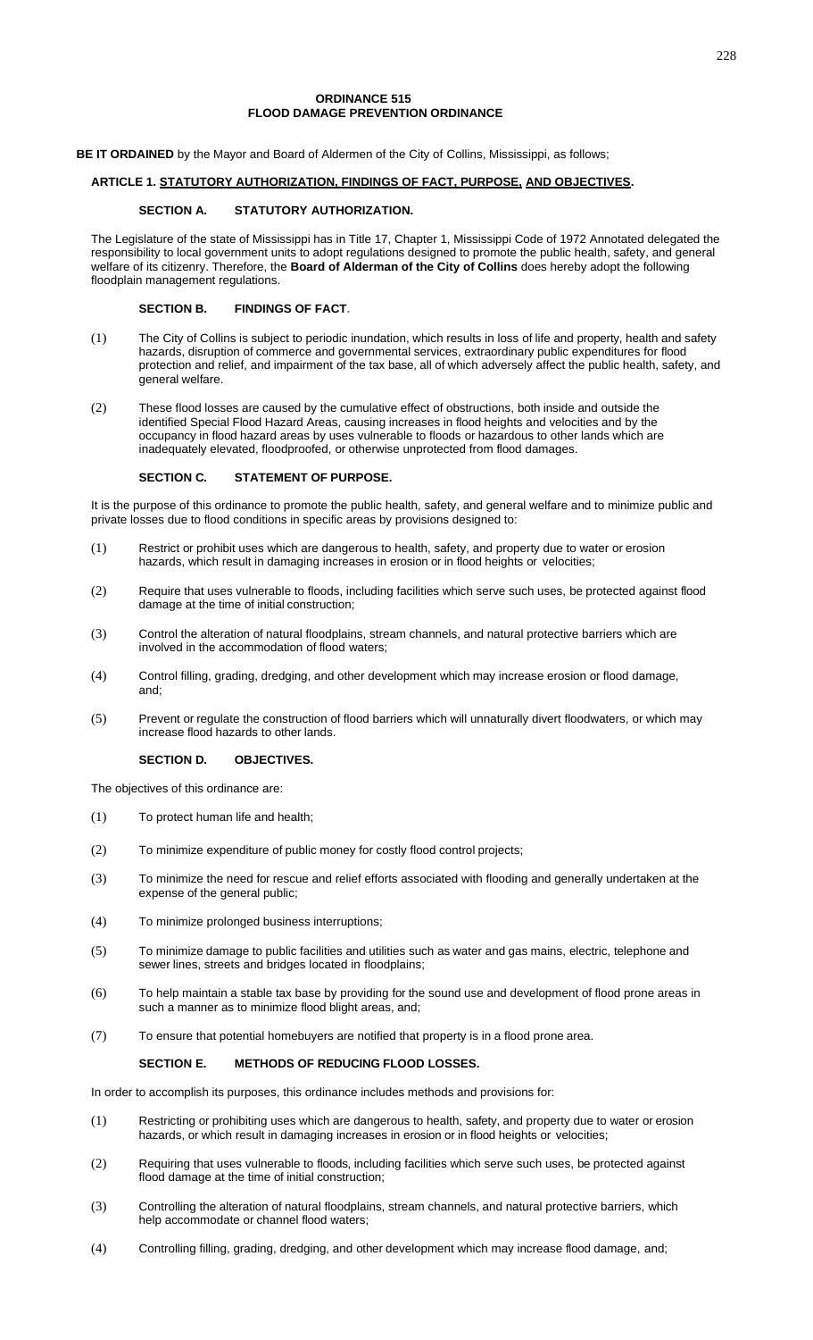# ORDINANCE 515
# FLOOD DAMAGE PREVENTION ORDINANCE

**BE IT ORDAINED** by the Mayor and Board of Aldermen of the City of Collins, Mississippi, as follows;

## ARTICLE 1. STATUTORY AUTHORIZATION, FINDINGS OF FACT, PURPOSE, AND OBJECTIVES.

### SECTION A. STATUTORY AUTHORIZATION.

The Legislature of the state of Mississippi has in Title 17, Chapter 1, Mississippi Code of 1972 Annotated delegated the responsibility to local government units to adopt regulations designed to promote the public health, safety, and general welfare of its citizenry. Therefore, the **Board of Alderman of the City of Collins** does hereby adopt the following floodplain management regulations.

### SECTION B. FINDINGS OF FACT.

(1) The City of Collins is subject to periodic inundation, which results in loss of life and property, health and safety hazards, disruption of commerce and governmental services, extraordinary public expenditures for flood protection and relief, and impairment of the tax base, all of which adversely affect the public health, safety, and general welfare.

(2) These flood losses are caused by the cumulative effect of obstructions, both inside and outside the identified Special Flood Hazard Areas, causing increases in flood heights and velocities and by the occupancy in flood hazard areas by uses vulnerable to floods or hazardous to other lands which are inadequately elevated, floodproofed, or otherwise unprotected from flood damages.

### SECTION C. STATEMENT OF PURPOSE.

It is the purpose of this ordinance to promote the public health, safety, and general welfare and to minimize public and private losses due to flood conditions in specific areas by provisions designed to:

(1) Restrict or prohibit uses which are dangerous to health, safety, and property due to water or erosion hazards, which result in damaging increases in erosion or in flood heights or velocities;

(2) Require that uses vulnerable to floods, including facilities which serve such uses, be protected against flood damage at the time of initial construction;

(3) Control the alteration of natural floodplains, stream channels, and natural protective barriers which are involved in the accommodation of flood waters;

(4) Control filling, grading, dredging, and other development which may increase erosion or flood damage, and;

(5) Prevent or regulate the construction of flood barriers which will unnaturally divert floodwaters, or which may increase flood hazards to other lands.

### SECTION D. OBJECTIVES.

The objectives of this ordinance are:

(1) To protect human life and health;

(2) To minimize expenditure of public money for costly flood control projects;

(3) To minimize the need for rescue and relief efforts associated with flooding and generally undertaken at the expense of the general public;

(4) To minimize prolonged business interruptions;

(5) To minimize damage to public facilities and utilities such as water and gas mains, electric, telephone and sewer lines, streets and bridges located in floodplains;

(6) To help maintain a stable tax base by providing for the sound use and development of flood prone areas in such a manner as to minimize flood blight areas, and;

(7) To ensure that potential homebuyers are notified that property is in a flood prone area.

### SECTION E. METHODS OF REDUCING FLOOD LOSSES.

In order to accomplish its purposes, this ordinance includes methods and provisions for:

(1) Restricting or prohibiting uses which are dangerous to health, safety, and property due to water or erosion hazards, or which result in damaging increases in erosion or in flood heights or velocities;

(2) Requiring that uses vulnerable to floods, including facilities which serve such uses, be protected against flood damage at the time of initial construction;

(3) Controlling the alteration of natural floodplains, stream channels, and natural protective barriers, which help accommodate or channel flood waters;

(4) Controlling filling, grading, dredging, and other development which may increase flood damage, and;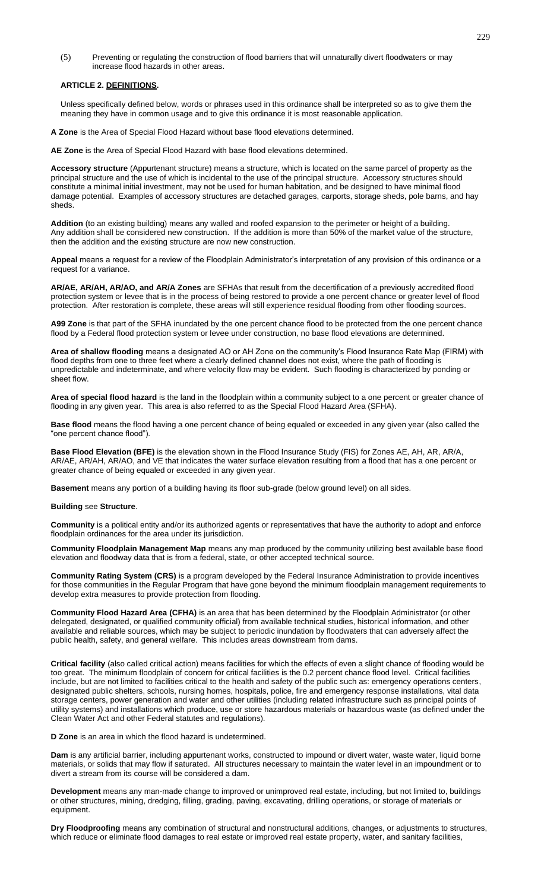(5) Preventing or regulating the construction of flood barriers that will unnaturally divert floodwaters or may increase flood hazards in other areas.

**ARTICLE 2. DEFINITIONS.**

Unless specifically defined below, words or phrases used in this ordinance shall be interpreted so as to give them the meaning they have in common usage and to give this ordinance it is most reasonable application.

**A Zone** is the Area of Special Flood Hazard without base flood elevations determined.

**AE Zone** is the Area of Special Flood Hazard with base flood elevations determined.

**Accessory structure** (Appurtenant structure) means a structure, which is located on the same parcel of property as the principal structure and the use of which is incidental to the use of the principal structure. Accessory structures should constitute a minimal initial investment, may not be used for human habitation, and be designed to have minimal flood damage potential. Examples of accessory structures are detached garages, carports, storage sheds, pole barns, and hay sheds.

**Addition** (to an existing building) means any walled and roofed expansion to the perimeter or height of a building. Any addition shall be considered new construction. If the addition is more than 50% of the market value of the structure, then the addition and the existing structure are now new construction.

**Appeal** means a request for a review of the Floodplain Administrator's interpretation of any provision of this ordinance or a request for a variance.

**AR/AE, AR/AH, AR/AO, and AR/A Zones** are SFHAs that result from the decertification of a previously accredited flood protection system or levee that is in the process of being restored to provide a one percent chance or greater level of flood protection. After restoration is complete, these areas will still experience residual flooding from other flooding sources.

**A99 Zone** is that part of the SFHA inundated by the one percent chance flood to be protected from the one percent chance flood by a Federal flood protection system or levee under construction, no base flood elevations are determined.

**Area of shallow flooding** means a designated AO or AH Zone on the community's Flood Insurance Rate Map (FIRM) with flood depths from one to three feet where a clearly defined channel does not exist, where the path of flooding is unpredictable and indeterminate, and where velocity flow may be evident. Such flooding is characterized by ponding or sheet flow.

**Area of special flood hazard** is the land in the floodplain within a community subject to a one percent or greater chance of flooding in any given year. This area is also referred to as the Special Flood Hazard Area (SFHA).

**Base flood** means the flood having a one percent chance of being equaled or exceeded in any given year (also called the "one percent chance flood").

**Base Flood Elevation (BFE)** is the elevation shown in the Flood Insurance Study (FIS) for Zones AE, AH, AR, AR/A, AR/AE, AR/AH, AR/AO, and VE that indicates the water surface elevation resulting from a flood that has a one percent or greater chance of being equaled or exceeded in any given year.

**Basement** means any portion of a building having its floor sub-grade (below ground level) on all sides.

**Building** see **Structure**.

**Community** is a political entity and/or its authorized agents or representatives that have the authority to adopt and enforce floodplain ordinances for the area under its jurisdiction.

**Community Floodplain Management Map** means any map produced by the community utilizing best available base flood elevation and floodway data that is from a federal, state, or other accepted technical source.

**Community Rating System (CRS)** is a program developed by the Federal Insurance Administration to provide incentives for those communities in the Regular Program that have gone beyond the minimum floodplain management requirements to develop extra measures to provide protection from flooding.

**Community Flood Hazard Area (CFHA)** is an area that has been determined by the Floodplain Administrator (or other delegated, designated, or qualified community official) from available technical studies, historical information, and other available and reliable sources, which may be subject to periodic inundation by floodwaters that can adversely affect the public health, safety, and general welfare. This includes areas downstream from dams.

**Critical facility** (also called critical action) means facilities for which the effects of even a slight chance of flooding would be too great. The minimum floodplain of concern for critical facilities is the 0.2 percent chance flood level. Critical facilities include, but are not limited to facilities critical to the health and safety of the public such as: emergency operations centers, designated public shelters, schools, nursing homes, hospitals, police, fire and emergency response installations, vital data storage centers, power generation and water and other utilities (including related infrastructure such as principal points of utility systems) and installations which produce, use or store hazardous materials or hazardous waste (as defined under the Clean Water Act and other Federal statutes and regulations).

**D Zone** is an area in which the flood hazard is undetermined.

**Dam** is any artificial barrier, including appurtenant works, constructed to impound or divert water, waste water, liquid borne materials, or solids that may flow if saturated. All structures necessary to maintain the water level in an impoundment or to divert a stream from its course will be considered a dam.

**Development** means any man-made change to improved or unimproved real estate, including, but not limited to, buildings or other structures, mining, dredging, filling, grading, paving, excavating, drilling operations, or storage of materials or equipment.

**Dry Floodproofing** means any combination of structural and nonstructural additions, changes, or adjustments to structures, which reduce or eliminate flood damages to real estate or improved real estate property, water, and sanitary facilities,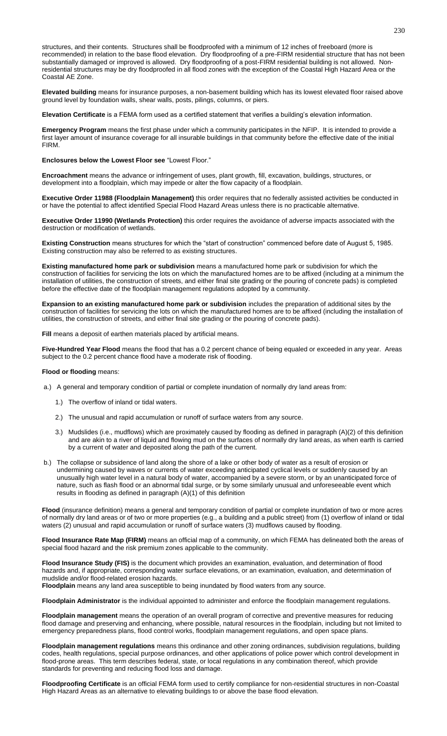structures, and their contents. Structures shall be floodproofed with a minimum of 12 inches of freeboard (more is recommended) in relation to the base flood elevation. Dry floodproofing of a pre-FIRM residential structure that has not been substantially damaged or improved is allowed. Dry floodproofing of a post-FIRM residential building is not allowed. Non-residential structures may be dry floodproofed in all flood zones with the exception of the Coastal High Hazard Area or the Coastal AE Zone.

**Elevated building** means for insurance purposes, a non-basement building which has its lowest elevated floor raised above ground level by foundation walls, shear walls, posts, pilings, columns, or piers.

**Elevation Certificate** is a FEMA form used as a certified statement that verifies a building's elevation information.

**Emergency Program** means the first phase under which a community participates in the NFIP. It is intended to provide a first layer amount of insurance coverage for all insurable buildings in that community before the effective date of the initial FIRM.

**Enclosures below the Lowest Floor see** "Lowest Floor."

**Encroachment** means the advance or infringement of uses, plant growth, fill, excavation, buildings, structures, or development into a floodplain, which may impede or alter the flow capacity of a floodplain.

**Executive Order 11988 (Floodplain Management)** this order requires that no federally assisted activities be conducted in or have the potential to affect identified Special Flood Hazard Areas unless there is no practicable alternative.

**Executive Order 11990 (Wetlands Protection)** this order requires the avoidance of adverse impacts associated with the destruction or modification of wetlands.

**Existing Construction** means structures for which the "start of construction" commenced before date of August 5, 1985. Existing construction may also be referred to as existing structures.

**Existing manufactured home park or subdivision** means a manufactured home park or subdivision for which the construction of facilities for servicing the lots on which the manufactured homes are to be affixed (including at a minimum the installation of utilities, the construction of streets, and either final site grading or the pouring of concrete pads) is completed before the effective date of the floodplain management regulations adopted by a community.

**Expansion to an existing manufactured home park or subdivision** includes the preparation of additional sites by the construction of facilities for servicing the lots on which the manufactured homes are to be affixed (including the installation of utilities, the construction of streets, and either final site grading or the pouring of concrete pads).

**Fill** means a deposit of earthen materials placed by artificial means.

**Five-Hundred Year Flood** means the flood that has a 0.2 percent chance of being equaled or exceeded in any year. Areas subject to the 0.2 percent chance flood have a moderate risk of flooding.

**Flood or flooding** means:

a.) A general and temporary condition of partial or complete inundation of normally dry land areas from:

  1.) The overflow of inland or tidal waters.

  2.) The unusual and rapid accumulation or runoff of surface waters from any source.

  3.) Mudslides (i.e., mudflows) which are proximately caused by flooding as defined in paragraph (A)(2) of this definition and are akin to a river of liquid and flowing mud on the surfaces of normally dry land areas, as when earth is carried by a current of water and deposited along the path of the current.

b.) The collapse or subsidence of land along the shore of a lake or other body of water as a result of erosion or undermining caused by waves or currents of water exceeding anticipated cyclical levels or suddenly caused by an unusually high water level in a natural body of water, accompanied by a severe storm, or by an unanticipated force of nature, such as flash flood or an abnormal tidal surge, or by some similarly unusual and unforeseeable event which results in flooding as defined in paragraph (A)(1) of this definition

**Flood** (insurance definition) means a general and temporary condition of partial or complete inundation of two or more acres of normally dry land areas or of two or more properties (e.g., a building and a public street) from (1) overflow of inland or tidal waters (2) unusual and rapid accumulation or runoff of surface waters (3) mudflows caused by flooding.

**Flood Insurance Rate Map (FIRM)** means an official map of a community, on which FEMA has delineated both the areas of special flood hazard and the risk premium zones applicable to the community.

**Flood Insurance Study (FIS)** is the document which provides an examination, evaluation, and determination of flood hazards and, if appropriate, corresponding water surface elevations, or an examination, evaluation, and determination of mudslide and/or flood-related erosion hazards.

**Floodplain** means any land area susceptible to being inundated by flood waters from any source.

**Floodplain Administrator** is the individual appointed to administer and enforce the floodplain management regulations.

**Floodplain management** means the operation of an overall program of corrective and preventive measures for reducing flood damage and preserving and enhancing, where possible, natural resources in the floodplain, including but not limited to emergency preparedness plans, flood control works, floodplain management regulations, and open space plans.

**Floodplain management regulations** means this ordinance and other zoning ordinances, subdivision regulations, building codes, health regulations, special purpose ordinances, and other applications of police power which control development in flood-prone areas. This term describes federal, state, or local regulations in any combination thereof, which provide standards for preventing and reducing flood loss and damage.

**Floodproofing Certificate** is an official FEMA form used to certify compliance for non-residential structures in non-Coastal High Hazard Areas as an alternative to elevating buildings to or above the base flood elevation.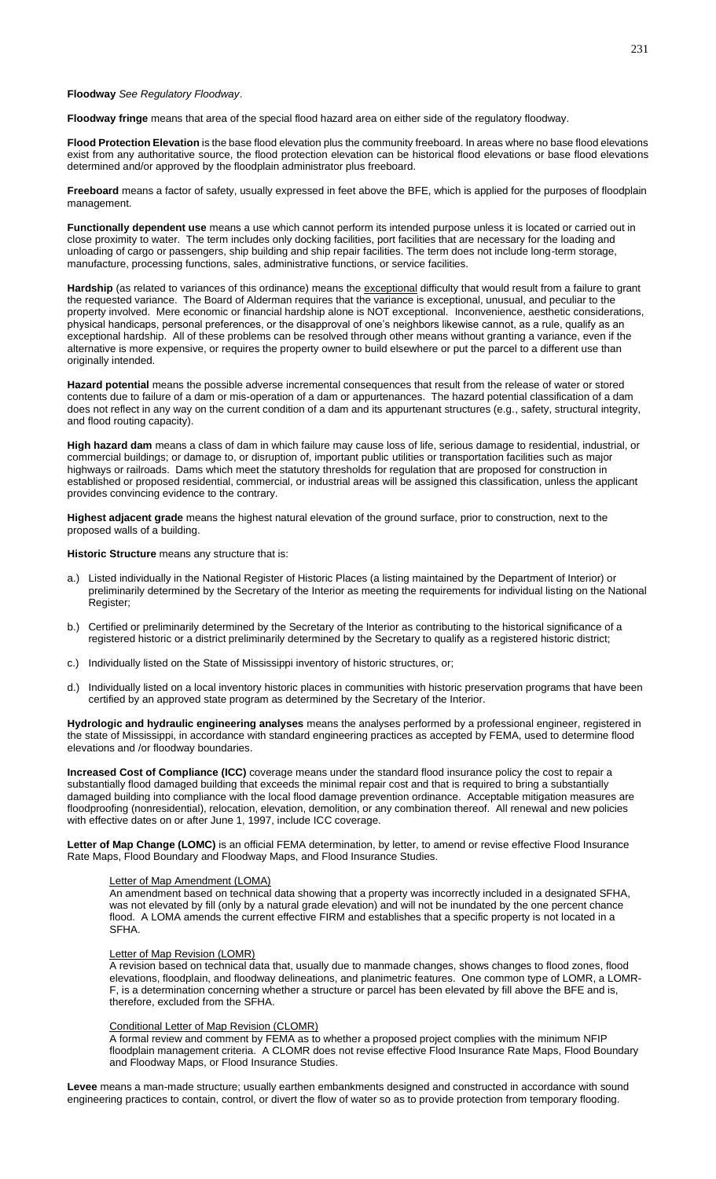**Floodway** *See Regulatory Floodway*.

**Floodway fringe** means that area of the special flood hazard area on either side of the regulatory floodway.

**Flood Protection Elevation** is the base flood elevation plus the community freeboard. In areas where no base flood elevations exist from any authoritative source, the flood protection elevation can be historical flood elevations or base flood elevations determined and/or approved by the floodplain administrator plus freeboard.

**Freeboard** means a factor of safety, usually expressed in feet above the BFE, which is applied for the purposes of floodplain management.

**Functionally dependent use** means a use which cannot perform its intended purpose unless it is located or carried out in close proximity to water. The term includes only docking facilities, port facilities that are necessary for the loading and unloading of cargo or passengers, ship building and ship repair facilities. The term does not include long-term storage, manufacture, processing functions, sales, administrative functions, or service facilities.

**Hardship** (as related to variances of this ordinance) means the exceptional difficulty that would result from a failure to grant the requested variance. The Board of Alderman requires that the variance is exceptional, unusual, and peculiar to the property involved. Mere economic or financial hardship alone is NOT exceptional. Inconvenience, aesthetic considerations, physical handicaps, personal preferences, or the disapproval of one's neighbors likewise cannot, as a rule, qualify as an exceptional hardship. All of these problems can be resolved through other means without granting a variance, even if the alternative is more expensive, or requires the property owner to build elsewhere or put the parcel to a different use than originally intended.

**Hazard potential** means the possible adverse incremental consequences that result from the release of water or stored contents due to failure of a dam or mis-operation of a dam or appurtenances. The hazard potential classification of a dam does not reflect in any way on the current condition of a dam and its appurtenant structures (e.g., safety, structural integrity, and flood routing capacity).

**High hazard dam** means a class of dam in which failure may cause loss of life, serious damage to residential, industrial, or commercial buildings; or damage to, or disruption of, important public utilities or transportation facilities such as major highways or railroads. Dams which meet the statutory thresholds for regulation that are proposed for construction in established or proposed residential, commercial, or industrial areas will be assigned this classification, unless the applicant provides convincing evidence to the contrary.

**Highest adjacent grade** means the highest natural elevation of the ground surface, prior to construction, next to the proposed walls of a building.

**Historic Structure** means any structure that is:

a.) Listed individually in the National Register of Historic Places (a listing maintained by the Department of Interior) or preliminarily determined by the Secretary of the Interior as meeting the requirements for individual listing on the National Register;

b.) Certified or preliminarily determined by the Secretary of the Interior as contributing to the historical significance of a registered historic or a district preliminarily determined by the Secretary to qualify as a registered historic district;

c.) Individually listed on the State of Mississippi inventory of historic structures, or;

d.) Individually listed on a local inventory historic places in communities with historic preservation programs that have been certified by an approved state program as determined by the Secretary of the Interior.

**Hydrologic and hydraulic engineering analyses** means the analyses performed by a professional engineer, registered in the state of Mississippi, in accordance with standard engineering practices as accepted by FEMA, used to determine flood elevations and /or floodway boundaries.

**Increased Cost of Compliance (ICC)** coverage means under the standard flood insurance policy the cost to repair a substantially flood damaged building that exceeds the minimal repair cost and that is required to bring a substantially damaged building into compliance with the local flood damage prevention ordinance. Acceptable mitigation measures are floodproofing (nonresidential), relocation, elevation, demolition, or any combination thereof. All renewal and new policies with effective dates on or after June 1, 1997, include ICC coverage.

**Letter of Map Change (LOMC)** is an official FEMA determination, by letter, to amend or revise effective Flood Insurance Rate Maps, Flood Boundary and Floodway Maps, and Flood Insurance Studies.

Letter of Map Amendment (LOMA)
An amendment based on technical data showing that a property was incorrectly included in a designated SFHA, was not elevated by fill (only by a natural grade elevation) and will not be inundated by the one percent chance flood. A LOMA amends the current effective FIRM and establishes that a specific property is not located in a SFHA.

Letter of Map Revision (LOMR)
A revision based on technical data that, usually due to manmade changes, shows changes to flood zones, flood elevations, floodplain, and floodway delineations, and planimetric features. One common type of LOMR, a LOMR-F, is a determination concerning whether a structure or parcel has been elevated by fill above the BFE and is, therefore, excluded from the SFHA.

Conditional Letter of Map Revision (CLOMR)
A formal review and comment by FEMA as to whether a proposed project complies with the minimum NFIP floodplain management criteria. A CLOMR does not revise effective Flood Insurance Rate Maps, Flood Boundary and Floodway Maps, or Flood Insurance Studies.

**Levee** means a man-made structure; usually earthen embankments designed and constructed in accordance with sound engineering practices to contain, control, or divert the flow of water so as to provide protection from temporary flooding.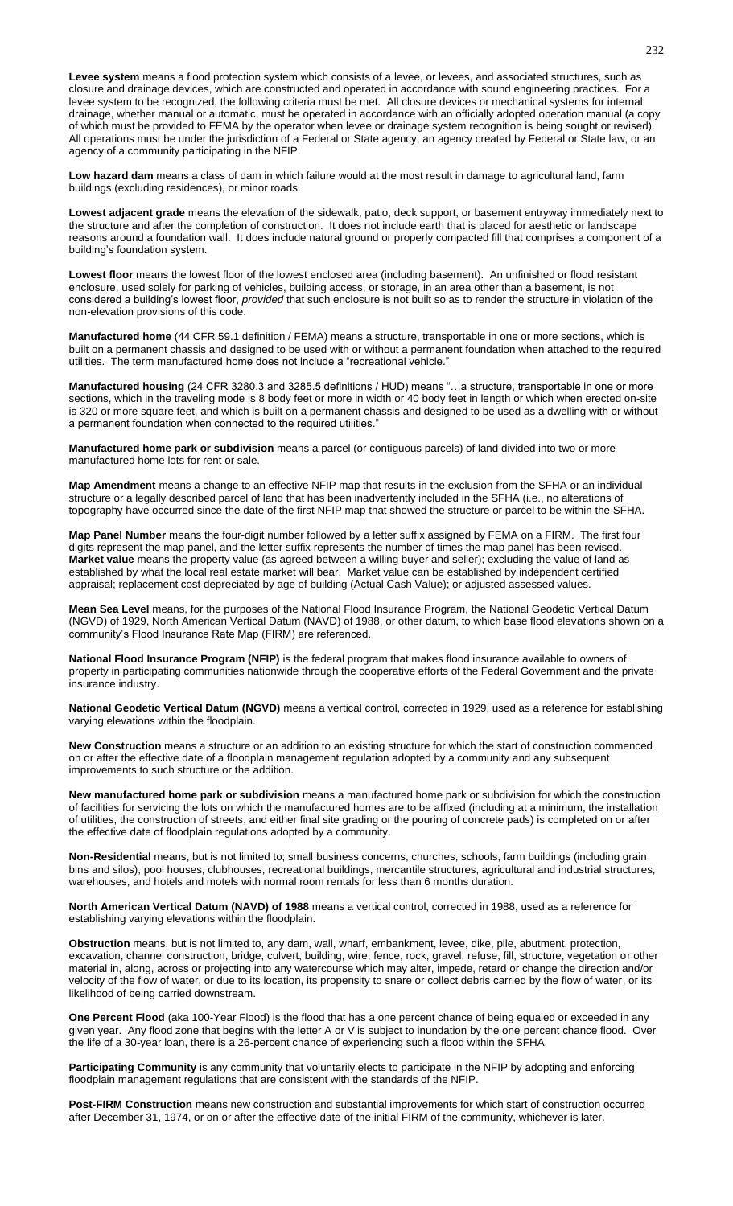**Levee system** means a flood protection system which consists of a levee, or levees, and associated structures, such as closure and drainage devices, which are constructed and operated in accordance with sound engineering practices. For a levee system to be recognized, the following criteria must be met. All closure devices or mechanical systems for internal drainage, whether manual or automatic, must be operated in accordance with an officially adopted operation manual (a copy of which must be provided to FEMA by the operator when levee or drainage system recognition is being sought or revised). All operations must be under the jurisdiction of a Federal or State agency, an agency created by Federal or State law, or an agency of a community participating in the NFIP.

**Low hazard dam** means a class of dam in which failure would at the most result in damage to agricultural land, farm buildings (excluding residences), or minor roads.

**Lowest adjacent grade** means the elevation of the sidewalk, patio, deck support, or basement entryway immediately next to the structure and after the completion of construction. It does not include earth that is placed for aesthetic or landscape reasons around a foundation wall. It does include natural ground or properly compacted fill that comprises a component of a building's foundation system.

**Lowest floor** means the lowest floor of the lowest enclosed area (including basement). An unfinished or flood resistant enclosure, used solely for parking of vehicles, building access, or storage, in an area other than a basement, is not considered a building's lowest floor, *provided* that such enclosure is not built so as to render the structure in violation of the non-elevation provisions of this code.

**Manufactured home** (44 CFR 59.1 definition / FEMA) means a structure, transportable in one or more sections, which is built on a permanent chassis and designed to be used with or without a permanent foundation when attached to the required utilities. The term manufactured home does not include a "recreational vehicle."

**Manufactured housing** (24 CFR 3280.3 and 3285.5 definitions / HUD) means "…a structure, transportable in one or more sections, which in the traveling mode is 8 body feet or more in width or 40 body feet in length or which when erected on-site is 320 or more square feet, and which is built on a permanent chassis and designed to be used as a dwelling with or without a permanent foundation when connected to the required utilities."

**Manufactured home park or subdivision** means a parcel (or contiguous parcels) of land divided into two or more manufactured home lots for rent or sale.

**Map Amendment** means a change to an effective NFIP map that results in the exclusion from the SFHA or an individual structure or a legally described parcel of land that has been inadvertently included in the SFHA (i.e., no alterations of topography have occurred since the date of the first NFIP map that showed the structure or parcel to be within the SFHA.

**Map Panel Number** means the four-digit number followed by a letter suffix assigned by FEMA on a FIRM. The first four digits represent the map panel, and the letter suffix represents the number of times the map panel has been revised.
**Market value** means the property value (as agreed between a willing buyer and seller); excluding the value of land as established by what the local real estate market will bear. Market value can be established by independent certified appraisal; replacement cost depreciated by age of building (Actual Cash Value); or adjusted assessed values.

**Mean Sea Level** means, for the purposes of the National Flood Insurance Program, the National Geodetic Vertical Datum (NGVD) of 1929, North American Vertical Datum (NAVD) of 1988, or other datum, to which base flood elevations shown on a community's Flood Insurance Rate Map (FIRM) are referenced.

**National Flood Insurance Program (NFIP)** is the federal program that makes flood insurance available to owners of property in participating communities nationwide through the cooperative efforts of the Federal Government and the private insurance industry.

**National Geodetic Vertical Datum (NGVD)** means a vertical control, corrected in 1929, used as a reference for establishing varying elevations within the floodplain.

**New Construction** means a structure or an addition to an existing structure for which the start of construction commenced on or after the effective date of a floodplain management regulation adopted by a community and any subsequent improvements to such structure or the addition.

**New manufactured home park or subdivision** means a manufactured home park or subdivision for which the construction of facilities for servicing the lots on which the manufactured homes are to be affixed (including at a minimum, the installation of utilities, the construction of streets, and either final site grading or the pouring of concrete pads) is completed on or after the effective date of floodplain regulations adopted by a community.

**Non-Residential** means, but is not limited to; small business concerns, churches, schools, farm buildings (including grain bins and silos), pool houses, clubhouses, recreational buildings, mercantile structures, agricultural and industrial structures, warehouses, and hotels and motels with normal room rentals for less than 6 months duration.

**North American Vertical Datum (NAVD) of 1988** means a vertical control, corrected in 1988, used as a reference for establishing varying elevations within the floodplain.

**Obstruction** means, but is not limited to, any dam, wall, wharf, embankment, levee, dike, pile, abutment, protection, excavation, channel construction, bridge, culvert, building, wire, fence, rock, gravel, refuse, fill, structure, vegetation or other material in, along, across or projecting into any watercourse which may alter, impede, retard or change the direction and/or velocity of the flow of water, or due to its location, its propensity to snare or collect debris carried by the flow of water, or its likelihood of being carried downstream.

**One Percent Flood** (aka 100-Year Flood) is the flood that has a one percent chance of being equaled or exceeded in any given year. Any flood zone that begins with the letter A or V is subject to inundation by the one percent chance flood. Over the life of a 30-year loan, there is a 26-percent chance of experiencing such a flood within the SFHA.

**Participating Community** is any community that voluntarily elects to participate in the NFIP by adopting and enforcing floodplain management regulations that are consistent with the standards of the NFIP.

**Post-FIRM Construction** means new construction and substantial improvements for which start of construction occurred after December 31, 1974, or on or after the effective date of the initial FIRM of the community, whichever is later.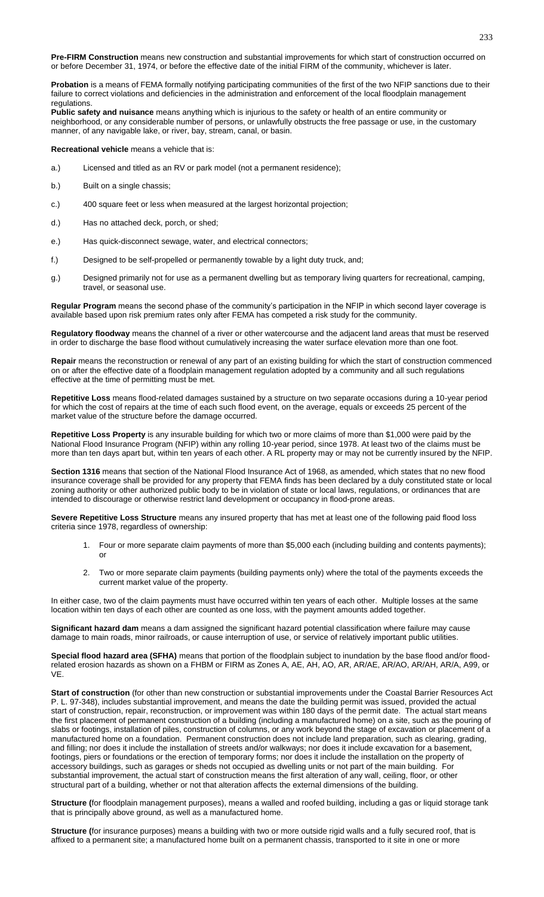**Pre-FIRM Construction** means new construction and substantial improvements for which start of construction occurred on or before December 31, 1974, or before the effective date of the initial FIRM of the community, whichever is later.

**Probation** is a means of FEMA formally notifying participating communities of the first of the two NFIP sanctions due to their failure to correct violations and deficiencies in the administration and enforcement of the local floodplain management regulations.

**Public safety and nuisance** means anything which is injurious to the safety or health of an entire community or neighborhood, or any considerable number of persons, or unlawfully obstructs the free passage or use, in the customary manner, of any navigable lake, or river, bay, stream, canal, or basin.

**Recreational vehicle** means a vehicle that is:

a.) Licensed and titled as an RV or park model (not a permanent residence);

b.) Built on a single chassis;

c.) 400 square feet or less when measured at the largest horizontal projection;

d.) Has no attached deck, porch, or shed;

e.) Has quick-disconnect sewage, water, and electrical connectors;

f.) Designed to be self-propelled or permanently towable by a light duty truck, and;

g.) Designed primarily not for use as a permanent dwelling but as temporary living quarters for recreational, camping, travel, or seasonal use.

**Regular Program** means the second phase of the community's participation in the NFIP in which second layer coverage is available based upon risk premium rates only after FEMA has competed a risk study for the community.

**Regulatory floodway** means the channel of a river or other watercourse and the adjacent land areas that must be reserved in order to discharge the base flood without cumulatively increasing the water surface elevation more than one foot.

**Repair** means the reconstruction or renewal of any part of an existing building for which the start of construction commenced on or after the effective date of a floodplain management regulation adopted by a community and all such regulations effective at the time of permitting must be met.

**Repetitive Loss** means flood-related damages sustained by a structure on two separate occasions during a 10-year period for which the cost of repairs at the time of each such flood event, on the average, equals or exceeds 25 percent of the market value of the structure before the damage occurred.

**Repetitive Loss Property** is any insurable building for which two or more claims of more than $1,000 were paid by the National Flood Insurance Program (NFIP) within any rolling 10-year period, since 1978. At least two of the claims must be more than ten days apart but, within ten years of each other. A RL property may or may not be currently insured by the NFIP.

**Section 1316** means that section of the National Flood Insurance Act of 1968, as amended, which states that no new flood insurance coverage shall be provided for any property that FEMA finds has been declared by a duly constituted state or local zoning authority or other authorized public body to be in violation of state or local laws, regulations, or ordinances that are intended to discourage or otherwise restrict land development or occupancy in flood-prone areas.

**Severe Repetitive Loss Structure** means any insured property that has met at least one of the following paid flood loss criteria since 1978, regardless of ownership:

1. Four or more separate claim payments of more than $5,000 each (including building and contents payments); or

2. Two or more separate claim payments (building payments only) where the total of the payments exceeds the current market value of the property.

In either case, two of the claim payments must have occurred within ten years of each other. Multiple losses at the same location within ten days of each other are counted as one loss, with the payment amounts added together.

**Significant hazard dam** means a dam assigned the significant hazard potential classification where failure may cause damage to main roads, minor railroads, or cause interruption of use, or service of relatively important public utilities.

**Special flood hazard area (SFHA)** means that portion of the floodplain subject to inundation by the base flood and/or flood-related erosion hazards as shown on a FHBM or FIRM as Zones A, AE, AH, AO, AR, AR/AE, AR/AO, AR/AH, AR/A, A99, or VE.

**Start of construction** (for other than new construction or substantial improvements under the Coastal Barrier Resources Act P. L. 97-348), includes substantial improvement, and means the date the building permit was issued, provided the actual start of construction, repair, reconstruction, or improvement was within 180 days of the permit date. The actual start means the first placement of permanent construction of a building (including a manufactured home) on a site, such as the pouring of slabs or footings, installation of piles, construction of columns, or any work beyond the stage of excavation or placement of a manufactured home on a foundation. Permanent construction does not include land preparation, such as clearing, grading, and filling; nor does it include the installation of streets and/or walkways; nor does it include excavation for a basement, footings, piers or foundations or the erection of temporary forms; nor does it include the installation on the property of accessory buildings, such as garages or sheds not occupied as dwelling units or not part of the main building. For substantial improvement, the actual start of construction means the first alteration of any wall, ceiling, floor, or other structural part of a building, whether or not that alteration affects the external dimensions of the building.

**Structure (**for floodplain management purposes), means a walled and roofed building, including a gas or liquid storage tank that is principally above ground, as well as a manufactured home.

**Structure (**for insurance purposes) means a building with two or more outside rigid walls and a fully secured roof, that is affixed to a permanent site; a manufactured home built on a permanent chassis, transported to it site in one or more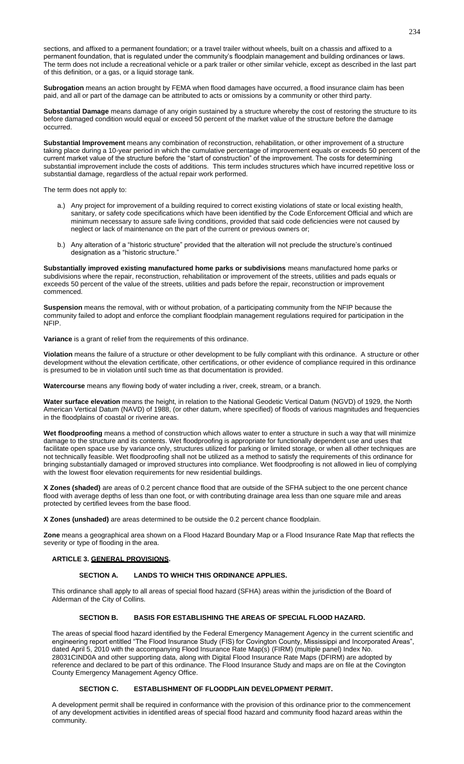sections, and affixed to a permanent foundation; or a travel trailer without wheels, built on a chassis and affixed to a permanent foundation, that is regulated under the community's floodplain management and building ordinances or laws. The term does not include a recreational vehicle or a park trailer or other similar vehicle, except as described in the last part of this definition, or a gas, or a liquid storage tank.

**Subrogation** means an action brought by FEMA when flood damages have occurred, a flood insurance claim has been paid, and all or part of the damage can be attributed to acts or omissions by a community or other third party.

**Substantial Damage** means damage of any origin sustained by a structure whereby the cost of restoring the structure to its before damaged condition would equal or exceed 50 percent of the market value of the structure before the damage occurred.

**Substantial Improvement** means any combination of reconstruction, rehabilitation, or other improvement of a structure taking place during a 10-year period in which the cumulative percentage of improvement equals or exceeds 50 percent of the current market value of the structure before the "start of construction" of the improvement. The costs for determining substantial improvement include the costs of additions. This term includes structures which have incurred repetitive loss or substantial damage, regardless of the actual repair work performed.

The term does not apply to:

a.) Any project for improvement of a building required to correct existing violations of state or local existing health, sanitary, or safety code specifications which have been identified by the Code Enforcement Official and which are minimum necessary to assure safe living conditions, provided that said code deficiencies were not caused by neglect or lack of maintenance on the part of the current or previous owners or;

b.) Any alteration of a "historic structure" provided that the alteration will not preclude the structure's continued designation as a "historic structure."

**Substantially improved existing manufactured home parks or subdivisions** means manufactured home parks or subdivisions where the repair, reconstruction, rehabilitation or improvement of the streets, utilities and pads equals or exceeds 50 percent of the value of the streets, utilities and pads before the repair, reconstruction or improvement commenced.

**Suspension** means the removal, with or without probation, of a participating community from the NFIP because the community failed to adopt and enforce the compliant floodplain management regulations required for participation in the NFIP.

**Variance** is a grant of relief from the requirements of this ordinance.

**Violation** means the failure of a structure or other development to be fully compliant with this ordinance. A structure or other development without the elevation certificate, other certifications, or other evidence of compliance required in this ordinance is presumed to be in violation until such time as that documentation is provided.

**Watercourse** means any flowing body of water including a river, creek, stream, or a branch.

**Water surface elevation** means the height, in relation to the National Geodetic Vertical Datum (NGVD) of 1929, the North American Vertical Datum (NAVD) of 1988, (or other datum, where specified) of floods of various magnitudes and frequencies in the floodplains of coastal or riverine areas.

**Wet floodproofing** means a method of construction which allows water to enter a structure in such a way that will minimize damage to the structure and its contents. Wet floodproofing is appropriate for functionally dependent use and uses that facilitate open space use by variance only, structures utilized for parking or limited storage, or when all other techniques are not technically feasible. Wet floodproofing shall not be utilized as a method to satisfy the requirements of this ordinance for bringing substantially damaged or improved structures into compliance. Wet floodproofing is not allowed in lieu of complying with the lowest floor elevation requirements for new residential buildings.

**X Zones (shaded)** are areas of 0.2 percent chance flood that are outside of the SFHA subject to the one percent chance flood with average depths of less than one foot, or with contributing drainage area less than one square mile and areas protected by certified levees from the base flood.

**X Zones (unshaded)** are areas determined to be outside the 0.2 percent chance floodplain.

**Zone** means a geographical area shown on a Flood Hazard Boundary Map or a Flood Insurance Rate Map that reflects the severity or type of flooding in the area.

## ARTICLE 3. GENERAL PROVISIONS.

### SECTION A. LANDS TO WHICH THIS ORDINANCE APPLIES.

This ordinance shall apply to all areas of special flood hazard (SFHA) areas within the jurisdiction of the Board of Alderman of the City of Collins.

### SECTION B. BASIS FOR ESTABLISHING THE AREAS OF SPECIAL FLOOD HAZARD.

The areas of special flood hazard identified by the Federal Emergency Management Agency in the current scientific and engineering report entitled "The Flood Insurance Study (FIS) for Covington County, Mississippi and Incorporated Areas", dated April 5, 2010 with the accompanying Flood Insurance Rate Map(s) (FIRM) (multiple panel) Index No. 28031CIND0A and other supporting data, along with Digital Flood Insurance Rate Maps (DFIRM) are adopted by reference and declared to be part of this ordinance. The Flood Insurance Study and maps are on file at the Covington County Emergency Management Agency Office.

### SECTION C. ESTABLISHMENT OF FLOODPLAIN DEVELOPMENT PERMIT.

A development permit shall be required in conformance with the provision of this ordinance prior to the commencement of any development activities in identified areas of special flood hazard and community flood hazard areas within the community.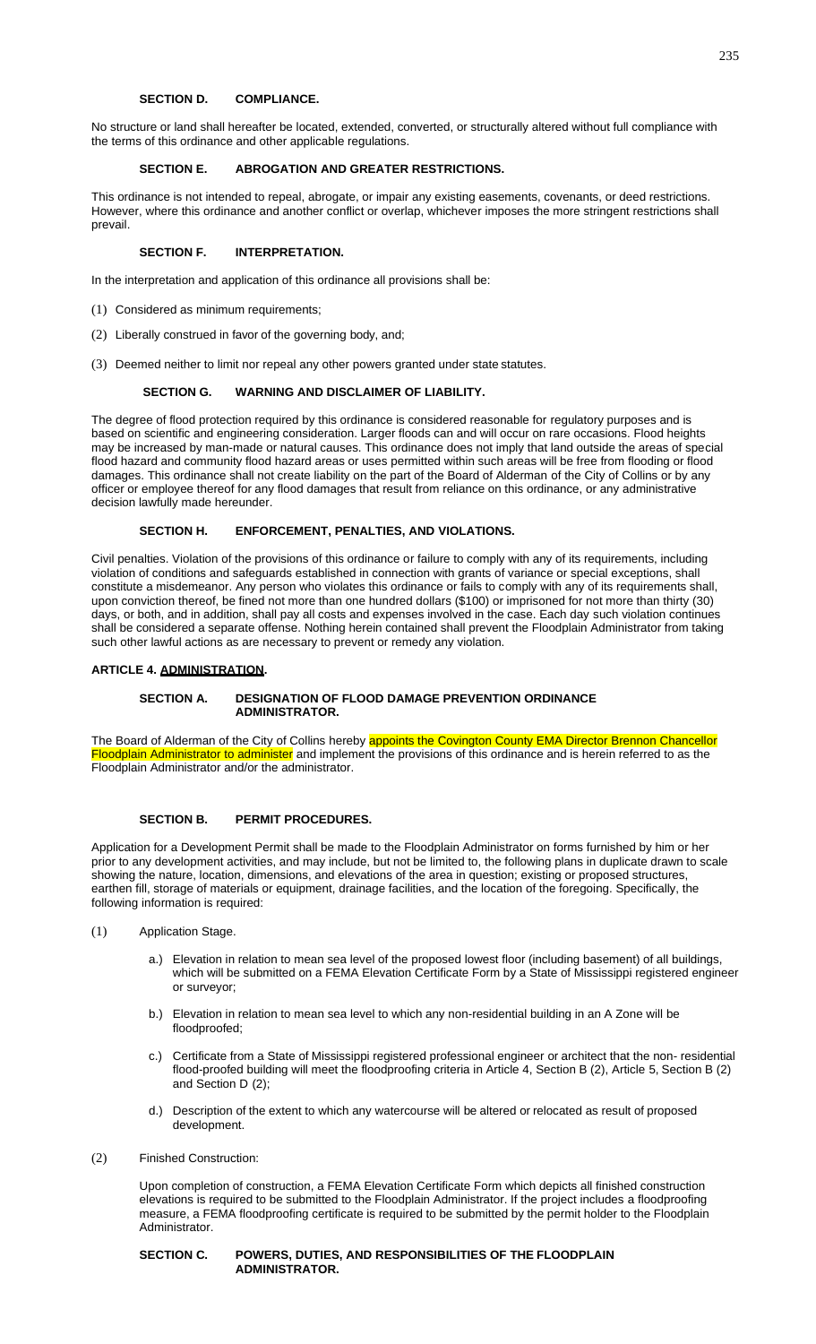### SECTION D. COMPLIANCE.

No structure or land shall hereafter be located, extended, converted, or structurally altered without full compliance with the terms of this ordinance and other applicable regulations.

### SECTION E. ABROGATION AND GREATER RESTRICTIONS.

This ordinance is not intended to repeal, abrogate, or impair any existing easements, covenants, or deed restrictions. However, where this ordinance and another conflict or overlap, whichever imposes the more stringent restrictions shall prevail.

### SECTION F. INTERPRETATION.

In the interpretation and application of this ordinance all provisions shall be:

(1) Considered as minimum requirements;

(2) Liberally construed in favor of the governing body, and;

(3) Deemed neither to limit nor repeal any other powers granted under state statutes.

### SECTION G. WARNING AND DISCLAIMER OF LIABILITY.

The degree of flood protection required by this ordinance is considered reasonable for regulatory purposes and is based on scientific and engineering consideration. Larger floods can and will occur on rare occasions. Flood heights may be increased by man-made or natural causes. This ordinance does not imply that land outside the areas of special flood hazard and community flood hazard areas or uses permitted within such areas will be free from flooding or flood damages. This ordinance shall not create liability on the part of the Board of Alderman of the City of Collins or by any officer or employee thereof for any flood damages that result from reliance on this ordinance, or any administrative decision lawfully made hereunder.

### SECTION H. ENFORCEMENT, PENALTIES, AND VIOLATIONS.

Civil penalties. Violation of the provisions of this ordinance or failure to comply with any of its requirements, including violation of conditions and safeguards established in connection with grants of variance or special exceptions, shall constitute a misdemeanor. Any person who violates this ordinance or fails to comply with any of its requirements shall, upon conviction thereof, be fined not more than one hundred dollars ($100) or imprisoned for not more than thirty (30) days, or both, and in addition, shall pay all costs and expenses involved in the case. Each day such violation continues shall be considered a separate offense. Nothing herein contained shall prevent the Floodplain Administrator from taking such other lawful actions as are necessary to prevent or remedy any violation.

## ARTICLE 4. ADMINISTRATION.

### SECTION A. DESIGNATION OF FLOOD DAMAGE PREVENTION ORDINANCE ADMINISTRATOR.

The Board of Alderman of the City of Collins hereby appoints the Covington County EMA Director Brennon Chancellor Floodplain Administrator to administer and implement the provisions of this ordinance and is herein referred to as the Floodplain Administrator and/or the administrator.

### SECTION B. PERMIT PROCEDURES.

Application for a Development Permit shall be made to the Floodplain Administrator on forms furnished by him or her prior to any development activities, and may include, but not be limited to, the following plans in duplicate drawn to scale showing the nature, location, dimensions, and elevations of the area in question; existing or proposed structures, earthen fill, storage of materials or equipment, drainage facilities, and the location of the foregoing. Specifically, the following information is required:

(1) Application Stage.

- a.) Elevation in relation to mean sea level of the proposed lowest floor (including basement) of all buildings, which will be submitted on a FEMA Elevation Certificate Form by a State of Mississippi registered engineer or surveyor;

- b.) Elevation in relation to mean sea level to which any non-residential building in an A Zone will be floodproofed;

- c.) Certificate from a State of Mississippi registered professional engineer or architect that the non- residential flood-proofed building will meet the floodproofing criteria in Article 4, Section B (2), Article 5, Section B (2) and Section D (2);

- d.) Description of the extent to which any watercourse will be altered or relocated as result of proposed development.

(2) Finished Construction:

Upon completion of construction, a FEMA Elevation Certificate Form which depicts all finished construction elevations is required to be submitted to the Floodplain Administrator. If the project includes a floodproofing measure, a FEMA floodproofing certificate is required to be submitted by the permit holder to the Floodplain Administrator.

### SECTION C. POWERS, DUTIES, AND RESPONSIBILITIES OF THE FLOODPLAIN ADMINISTRATOR.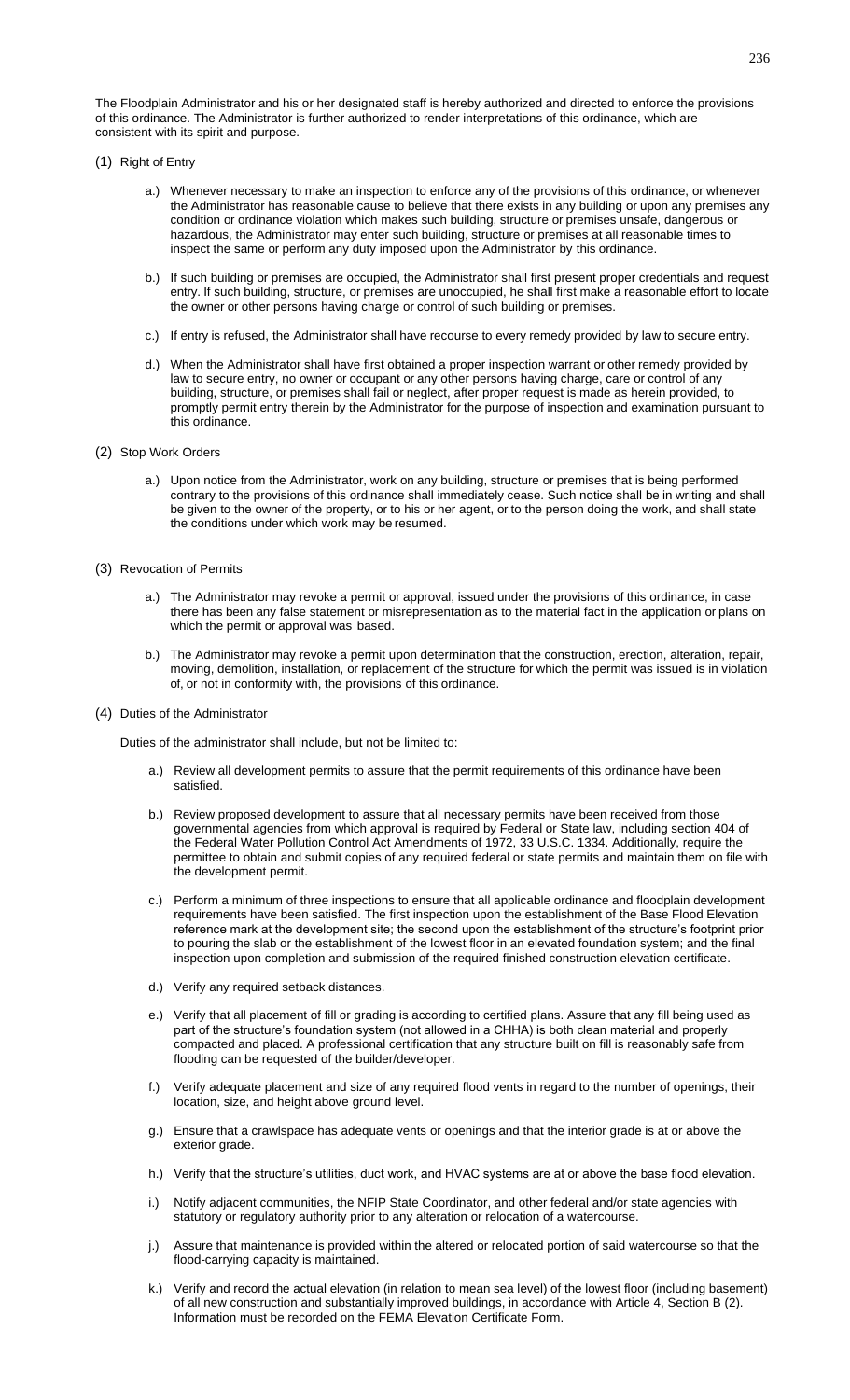The Floodplain Administrator and his or her designated staff is hereby authorized and directed to enforce the provisions of this ordinance. The Administrator is further authorized to render interpretations of this ordinance, which are consistent with its spirit and purpose.

(1) Right of Entry

a.) Whenever necessary to make an inspection to enforce any of the provisions of this ordinance, or whenever the Administrator has reasonable cause to believe that there exists in any building or upon any premises any condition or ordinance violation which makes such building, structure or premises unsafe, dangerous or hazardous, the Administrator may enter such building, structure or premises at all reasonable times to inspect the same or perform any duty imposed upon the Administrator by this ordinance.

b.) If such building or premises are occupied, the Administrator shall first present proper credentials and request entry. If such building, structure, or premises are unoccupied, he shall first make a reasonable effort to locate the owner or other persons having charge or control of such building or premises.

c.) If entry is refused, the Administrator shall have recourse to every remedy provided by law to secure entry.

d.) When the Administrator shall have first obtained a proper inspection warrant or other remedy provided by law to secure entry, no owner or occupant or any other persons having charge, care or control of any building, structure, or premises shall fail or neglect, after proper request is made as herein provided, to promptly permit entry therein by the Administrator for the purpose of inspection and examination pursuant to this ordinance.

(2) Stop Work Orders

a.) Upon notice from the Administrator, work on any building, structure or premises that is being performed contrary to the provisions of this ordinance shall immediately cease. Such notice shall be in writing and shall be given to the owner of the property, or to his or her agent, or to the person doing the work, and shall state the conditions under which work may be resumed.

(3) Revocation of Permits

a.) The Administrator may revoke a permit or approval, issued under the provisions of this ordinance, in case there has been any false statement or misrepresentation as to the material fact in the application or plans on which the permit or approval was based.

b.) The Administrator may revoke a permit upon determination that the construction, erection, alteration, repair, moving, demolition, installation, or replacement of the structure for which the permit was issued is in violation of, or not in conformity with, the provisions of this ordinance.

(4) Duties of the Administrator

Duties of the administrator shall include, but not be limited to:

a.) Review all development permits to assure that the permit requirements of this ordinance have been satisfied.

b.) Review proposed development to assure that all necessary permits have been received from those governmental agencies from which approval is required by Federal or State law, including section 404 of the Federal Water Pollution Control Act Amendments of 1972, 33 U.S.C. 1334. Additionally, require the permittee to obtain and submit copies of any required federal or state permits and maintain them on file with the development permit.

c.) Perform a minimum of three inspections to ensure that all applicable ordinance and floodplain development requirements have been satisfied. The first inspection upon the establishment of the Base Flood Elevation reference mark at the development site; the second upon the establishment of the structure's footprint prior to pouring the slab or the establishment of the lowest floor in an elevated foundation system; and the final inspection upon completion and submission of the required finished construction elevation certificate.

d.) Verify any required setback distances.

e.) Verify that all placement of fill or grading is according to certified plans. Assure that any fill being used as part of the structure's foundation system (not allowed in a CHHA) is both clean material and properly compacted and placed. A professional certification that any structure built on fill is reasonably safe from flooding can be requested of the builder/developer.

f.) Verify adequate placement and size of any required flood vents in regard to the number of openings, their location, size, and height above ground level.

g.) Ensure that a crawlspace has adequate vents or openings and that the interior grade is at or above the exterior grade.

h.) Verify that the structure's utilities, duct work, and HVAC systems are at or above the base flood elevation.

i.) Notify adjacent communities, the NFIP State Coordinator, and other federal and/or state agencies with statutory or regulatory authority prior to any alteration or relocation of a watercourse.

j.) Assure that maintenance is provided within the altered or relocated portion of said watercourse so that the flood-carrying capacity is maintained.

k.) Verify and record the actual elevation (in relation to mean sea level) of the lowest floor (including basement) of all new construction and substantially improved buildings, in accordance with Article 4, Section B (2). Information must be recorded on the FEMA Elevation Certificate Form.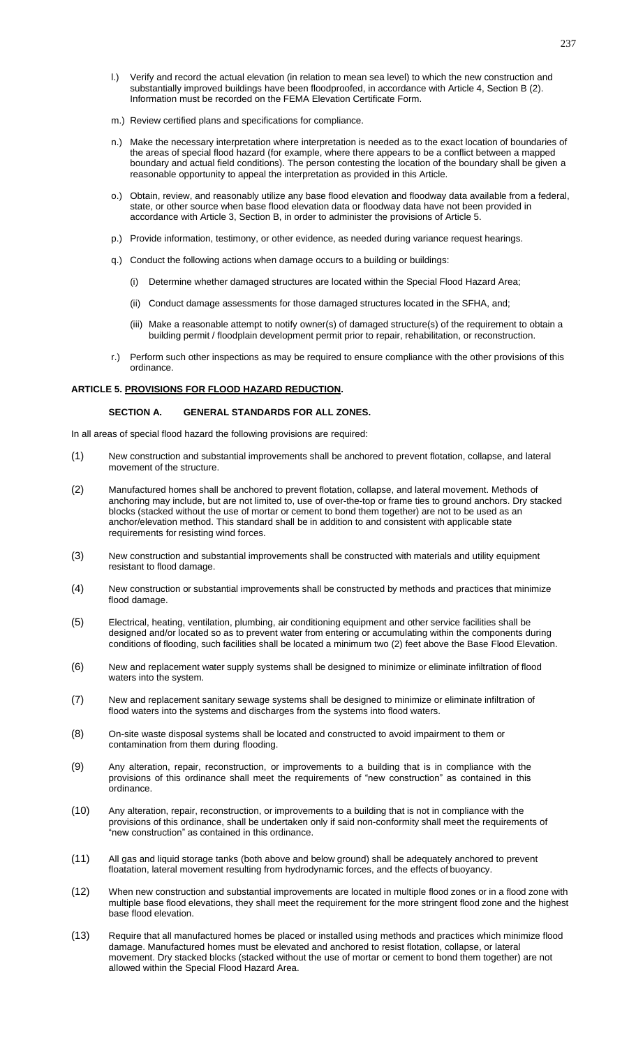l.) Verify and record the actual elevation (in relation to mean sea level) to which the new construction and substantially improved buildings have been floodproofed, in accordance with Article 4, Section B (2). Information must be recorded on the FEMA Elevation Certificate Form.

m.) Review certified plans and specifications for compliance.

n.) Make the necessary interpretation where interpretation is needed as to the exact location of boundaries of the areas of special flood hazard (for example, where there appears to be a conflict between a mapped boundary and actual field conditions). The person contesting the location of the boundary shall be given a reasonable opportunity to appeal the interpretation as provided in this Article.

o.) Obtain, review, and reasonably utilize any base flood elevation and floodway data available from a federal, state, or other source when base flood elevation data or floodway data have not been provided in accordance with Article 3, Section B, in order to administer the provisions of Article 5.

p.) Provide information, testimony, or other evidence, as needed during variance request hearings.

q.) Conduct the following actions when damage occurs to a building or buildings:

  (i) Determine whether damaged structures are located within the Special Flood Hazard Area;

  (ii) Conduct damage assessments for those damaged structures located in the SFHA, and;

  (iii) Make a reasonable attempt to notify owner(s) of damaged structure(s) of the requirement to obtain a building permit / floodplain development permit prior to repair, rehabilitation, or reconstruction.

r.) Perform such other inspections as may be required to ensure compliance with the other provisions of this ordinance.

## ARTICLE 5. PROVISIONS FOR FLOOD HAZARD REDUCTION.

### SECTION A. GENERAL STANDARDS FOR ALL ZONES.

In all areas of special flood hazard the following provisions are required:

(1) New construction and substantial improvements shall be anchored to prevent flotation, collapse, and lateral movement of the structure.

(2) Manufactured homes shall be anchored to prevent flotation, collapse, and lateral movement. Methods of anchoring may include, but are not limited to, use of over-the-top or frame ties to ground anchors. Dry stacked blocks (stacked without the use of mortar or cement to bond them together) are not to be used as an anchor/elevation method. This standard shall be in addition to and consistent with applicable state requirements for resisting wind forces.

(3) New construction and substantial improvements shall be constructed with materials and utility equipment resistant to flood damage.

(4) New construction or substantial improvements shall be constructed by methods and practices that minimize flood damage.

(5) Electrical, heating, ventilation, plumbing, air conditioning equipment and other service facilities shall be designed and/or located so as to prevent water from entering or accumulating within the components during conditions of flooding, such facilities shall be located a minimum two (2) feet above the Base Flood Elevation.

(6) New and replacement water supply systems shall be designed to minimize or eliminate infiltration of flood waters into the system.

(7) New and replacement sanitary sewage systems shall be designed to minimize or eliminate infiltration of flood waters into the systems and discharges from the systems into flood waters.

(8) On-site waste disposal systems shall be located and constructed to avoid impairment to them or contamination from them during flooding.

(9) Any alteration, repair, reconstruction, or improvements to a building that is in compliance with the provisions of this ordinance shall meet the requirements of "new construction" as contained in this ordinance.

(10) Any alteration, repair, reconstruction, or improvements to a building that is not in compliance with the provisions of this ordinance, shall be undertaken only if said non-conformity shall meet the requirements of "new construction" as contained in this ordinance.

(11) All gas and liquid storage tanks (both above and below ground) shall be adequately anchored to prevent floatation, lateral movement resulting from hydrodynamic forces, and the effects of buoyancy.

(12) When new construction and substantial improvements are located in multiple flood zones or in a flood zone with multiple base flood elevations, they shall meet the requirement for the more stringent flood zone and the highest base flood elevation.

(13) Require that all manufactured homes be placed or installed using methods and practices which minimize flood damage. Manufactured homes must be elevated and anchored to resist flotation, collapse, or lateral movement. Dry stacked blocks (stacked without the use of mortar or cement to bond them together) are not allowed within the Special Flood Hazard Area.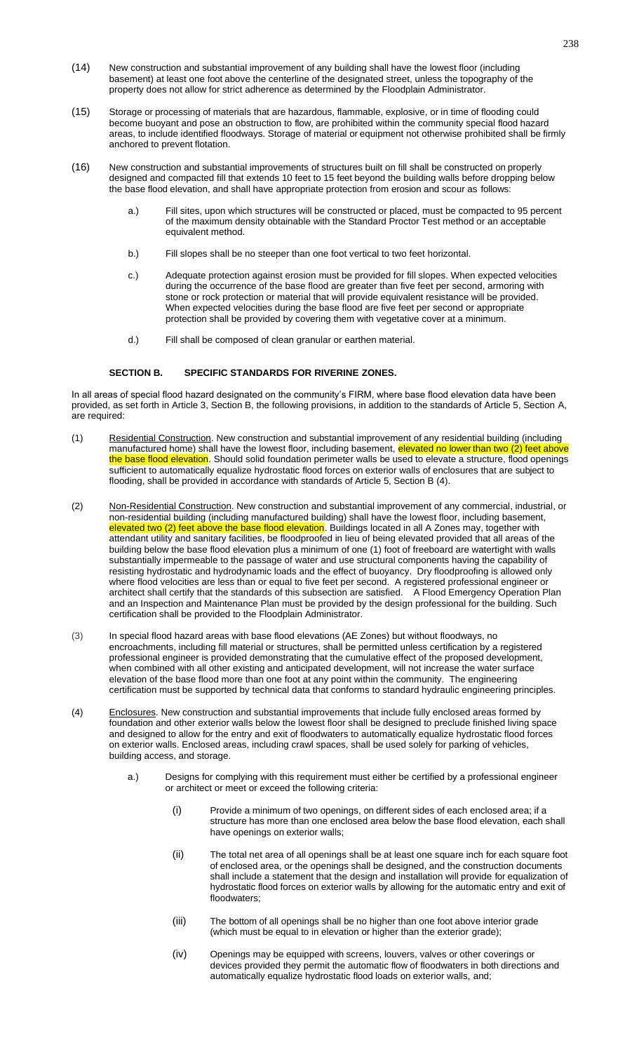(14) New construction and substantial improvement of any building shall have the lowest floor (including basement) at least one foot above the centerline of the designated street, unless the topography of the property does not allow for strict adherence as determined by the Floodplain Administrator.

(15) Storage or processing of materials that are hazardous, flammable, explosive, or in time of flooding could become buoyant and pose an obstruction to flow, are prohibited within the community special flood hazard areas, to include identified floodways. Storage of material or equipment not otherwise prohibited shall be firmly anchored to prevent flotation.

(16) New construction and substantial improvements of structures built on fill shall be constructed on properly designed and compacted fill that extends 10 feet to 15 feet beyond the building walls before dropping below the base flood elevation, and shall have appropriate protection from erosion and scour as follows:

a.) Fill sites, upon which structures will be constructed or placed, must be compacted to 95 percent of the maximum density obtainable with the Standard Proctor Test method or an acceptable equivalent method.

b.) Fill slopes shall be no steeper than one foot vertical to two feet horizontal.

c.) Adequate protection against erosion must be provided for fill slopes. When expected velocities during the occurrence of the base flood are greater than five feet per second, armoring with stone or rock protection or material that will provide equivalent resistance will be provided. When expected velocities during the base flood are five feet per second or appropriate protection shall be provided by covering them with vegetative cover at a minimum.

d.) Fill shall be composed of clean granular or earthen material.

**SECTION B. SPECIFIC STANDARDS FOR RIVERINE ZONES.**

In all areas of special flood hazard designated on the community's FIRM, where base flood elevation data have been provided, as set forth in Article 3, Section B, the following provisions, in addition to the standards of Article 5, Section A, are required:

(1) Residential Construction. New construction and substantial improvement of any residential building (including manufactured home) shall have the lowest floor, including basement, elevated no lower than two (2) feet above the base flood elevation. Should solid foundation perimeter walls be used to elevate a structure, flood openings sufficient to automatically equalize hydrostatic flood forces on exterior walls of enclosures that are subject to flooding, shall be provided in accordance with standards of Article 5, Section B (4).

(2) Non-Residential Construction. New construction and substantial improvement of any commercial, industrial, or non-residential building (including manufactured building) shall have the lowest floor, including basement, elevated two (2) feet above the base flood elevation. Buildings located in all A Zones may, together with attendant utility and sanitary facilities, be floodproofed in lieu of being elevated provided that all areas of the building below the base flood elevation plus a minimum of one (1) foot of freeboard are watertight with walls substantially impermeable to the passage of water and use structural components having the capability of resisting hydrostatic and hydrodynamic loads and the effect of buoyancy. Dry floodproofing is allowed only where flood velocities are less than or equal to five feet per second. A registered professional engineer or architect shall certify that the standards of this subsection are satisfied. A Flood Emergency Operation Plan and an Inspection and Maintenance Plan must be provided by the design professional for the building. Such certification shall be provided to the Floodplain Administrator.

(3) In special flood hazard areas with base flood elevations (AE Zones) but without floodways, no encroachments, including fill material or structures, shall be permitted unless certification by a registered professional engineer is provided demonstrating that the cumulative effect of the proposed development, when combined with all other existing and anticipated development, will not increase the water surface elevation of the base flood more than one foot at any point within the community. The engineering certification must be supported by technical data that conforms to standard hydraulic engineering principles.

(4) Enclosures. New construction and substantial improvements that include fully enclosed areas formed by foundation and other exterior walls below the lowest floor shall be designed to preclude finished living space and designed to allow for the entry and exit of floodwaters to automatically equalize hydrostatic flood forces on exterior walls. Enclosed areas, including crawl spaces, shall be used solely for parking of vehicles, building access, and storage.

a.) Designs for complying with this requirement must either be certified by a professional engineer or architect or meet or exceed the following criteria:

(i) Provide a minimum of two openings, on different sides of each enclosed area; if a structure has more than one enclosed area below the base flood elevation, each shall have openings on exterior walls;

(ii) The total net area of all openings shall be at least one square inch for each square foot of enclosed area, or the openings shall be designed, and the construction documents shall include a statement that the design and installation will provide for equalization of hydrostatic flood forces on exterior walls by allowing for the automatic entry and exit of floodwaters;

(iii) The bottom of all openings shall be no higher than one foot above interior grade (which must be equal to in elevation or higher than the exterior grade);

(iv) Openings may be equipped with screens, louvers, valves or other coverings or devices provided they permit the automatic flow of floodwaters in both directions and automatically equalize hydrostatic flood loads on exterior walls, and;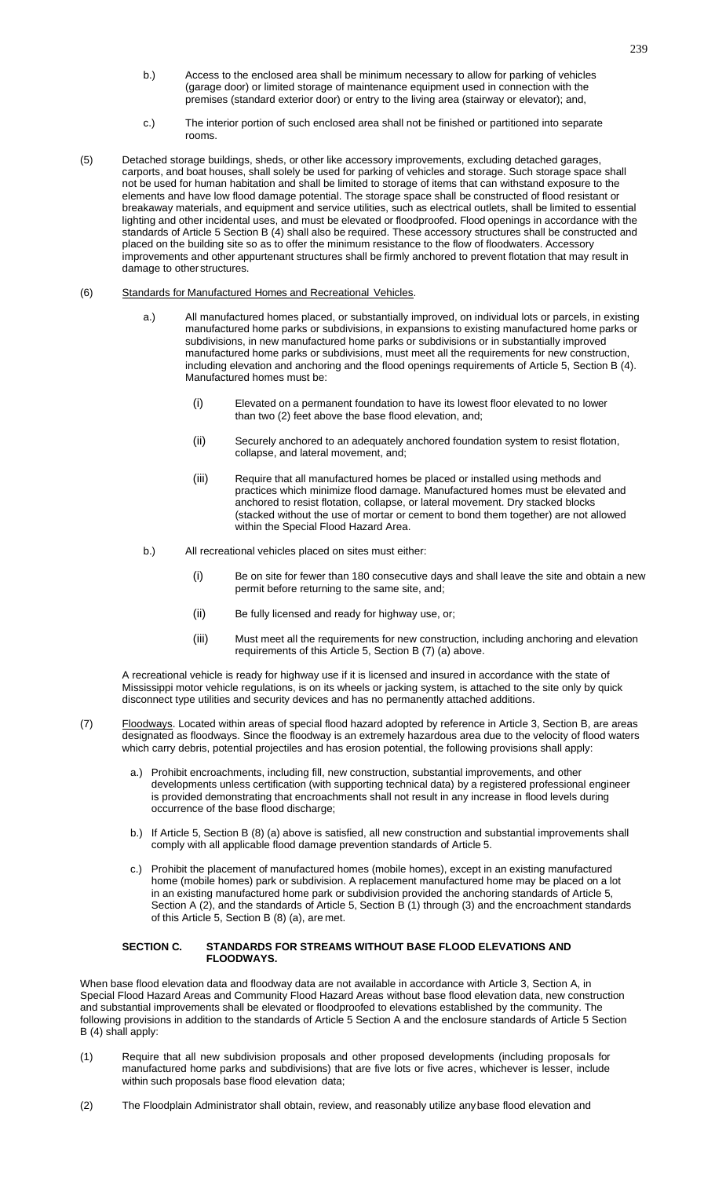b.) Access to the enclosed area shall be minimum necessary to allow for parking of vehicles (garage door) or limited storage of maintenance equipment used in connection with the premises (standard exterior door) or entry to the living area (stairway or elevator); and,

c.) The interior portion of such enclosed area shall not be finished or partitioned into separate rooms.

(5) Detached storage buildings, sheds, or other like accessory improvements, excluding detached garages, carports, and boat houses, shall solely be used for parking of vehicles and storage. Such storage space shall not be used for human habitation and shall be limited to storage of items that can withstand exposure to the elements and have low flood damage potential. The storage space shall be constructed of flood resistant or breakaway materials, and equipment and service utilities, such as electrical outlets, shall be limited to essential lighting and other incidental uses, and must be elevated or floodproofed. Flood openings in accordance with the standards of Article 5 Section B (4) shall also be required. These accessory structures shall be constructed and placed on the building site so as to offer the minimum resistance to the flow of floodwaters. Accessory improvements and other appurtenant structures shall be firmly anchored to prevent flotation that may result in damage to other structures.

(6) Standards for Manufactured Homes and Recreational Vehicles.

a.) All manufactured homes placed, or substantially improved, on individual lots or parcels, in existing manufactured home parks or subdivisions, in expansions to existing manufactured home parks or subdivisions, in new manufactured home parks or subdivisions or in substantially improved manufactured home parks or subdivisions, must meet all the requirements for new construction, including elevation and anchoring and the flood openings requirements of Article 5, Section B (4). Manufactured homes must be:

(i) Elevated on a permanent foundation to have its lowest floor elevated to no lower than two (2) feet above the base flood elevation, and;

(ii) Securely anchored to an adequately anchored foundation system to resist flotation, collapse, and lateral movement, and;

(iii) Require that all manufactured homes be placed or installed using methods and practices which minimize flood damage. Manufactured homes must be elevated and anchored to resist flotation, collapse, or lateral movement. Dry stacked blocks (stacked without the use of mortar or cement to bond them together) are not allowed within the Special Flood Hazard Area.

b.) All recreational vehicles placed on sites must either:

(i) Be on site for fewer than 180 consecutive days and shall leave the site and obtain a new permit before returning to the same site, and;

(ii) Be fully licensed and ready for highway use, or;

(iii) Must meet all the requirements for new construction, including anchoring and elevation requirements of this Article 5, Section B (7) (a) above.

A recreational vehicle is ready for highway use if it is licensed and insured in accordance with the state of Mississippi motor vehicle regulations, is on its wheels or jacking system, is attached to the site only by quick disconnect type utilities and security devices and has no permanently attached additions.

(7) Floodways. Located within areas of special flood hazard adopted by reference in Article 3, Section B, are areas designated as floodways. Since the floodway is an extremely hazardous area due to the velocity of flood waters which carry debris, potential projectiles and has erosion potential, the following provisions shall apply:

a.) Prohibit encroachments, including fill, new construction, substantial improvements, and other developments unless certification (with supporting technical data) by a registered professional engineer is provided demonstrating that encroachments shall not result in any increase in flood levels during occurrence of the base flood discharge;

b.) If Article 5, Section B (8) (a) above is satisfied, all new construction and substantial improvements shall comply with all applicable flood damage prevention standards of Article 5.

c.) Prohibit the placement of manufactured homes (mobile homes), except in an existing manufactured home (mobile homes) park or subdivision. A replacement manufactured home may be placed on a lot in an existing manufactured home park or subdivision provided the anchoring standards of Article 5, Section A (2), and the standards of Article 5, Section B (1) through (3) and the encroachment standards of this Article 5, Section B (8) (a), are met.

### SECTION C. STANDARDS FOR STREAMS WITHOUT BASE FLOOD ELEVATIONS AND FLOODWAYS.

When base flood elevation data and floodway data are not available in accordance with Article 3, Section A, in Special Flood Hazard Areas and Community Flood Hazard Areas without base flood elevation data, new construction and substantial improvements shall be elevated or floodproofed to elevations established by the community. The following provisions in addition to the standards of Article 5 Section A and the enclosure standards of Article 5 Section B (4) shall apply:

(1) Require that all new subdivision proposals and other proposed developments (including proposals for manufactured home parks and subdivisions) that are five lots or five acres, whichever is lesser, include within such proposals base flood elevation data;

(2) The Floodplain Administrator shall obtain, review, and reasonably utilize any base flood elevation and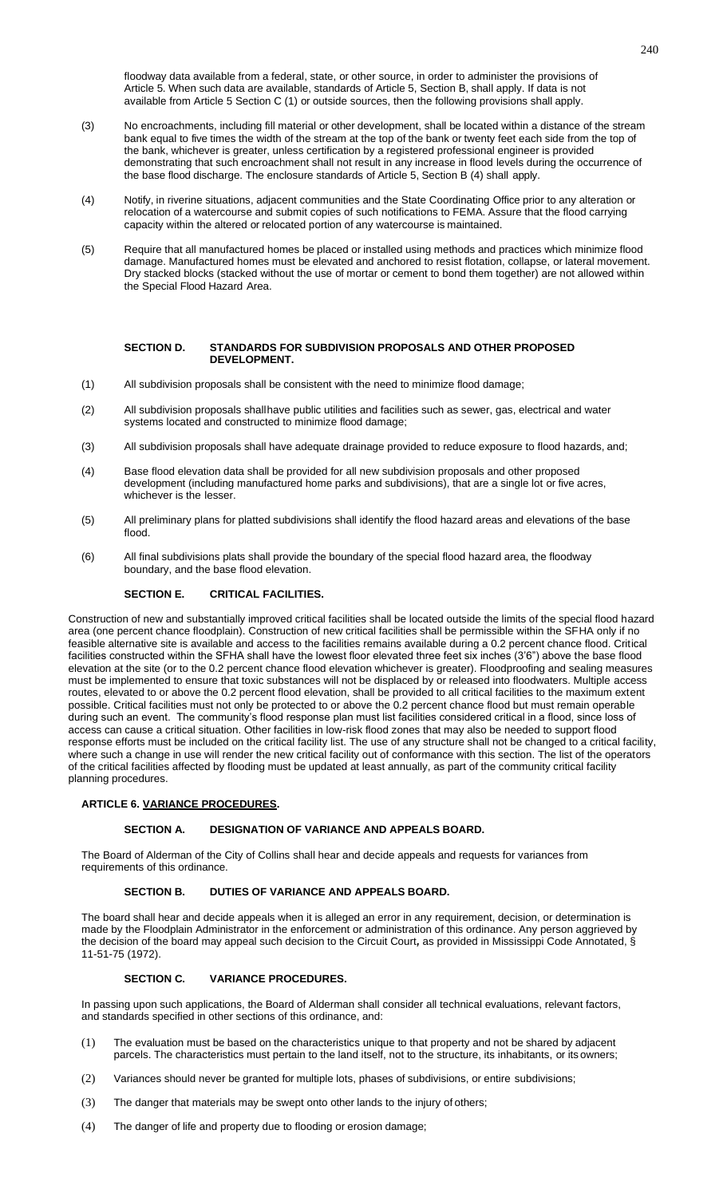floodway data available from a federal, state, or other source, in order to administer the provisions of Article 5. When such data are available, standards of Article 5, Section B, shall apply. If data is not available from Article 5 Section C (1) or outside sources, then the following provisions shall apply.

(3) No encroachments, including fill material or other development, shall be located within a distance of the stream bank equal to five times the width of the stream at the top of the bank or twenty feet each side from the top of the bank, whichever is greater, unless certification by a registered professional engineer is provided demonstrating that such encroachment shall not result in any increase in flood levels during the occurrence of the base flood discharge. The enclosure standards of Article 5, Section B (4) shall apply.

(4) Notify, in riverine situations, adjacent communities and the State Coordinating Office prior to any alteration or relocation of a watercourse and submit copies of such notifications to FEMA. Assure that the flood carrying capacity within the altered or relocated portion of any watercourse is maintained.

(5) Require that all manufactured homes be placed or installed using methods and practices which minimize flood damage. Manufactured homes must be elevated and anchored to resist flotation, collapse, or lateral movement. Dry stacked blocks (stacked without the use of mortar or cement to bond them together) are not allowed within the Special Flood Hazard Area.

#### SECTION D. STANDARDS FOR SUBDIVISION PROPOSALS AND OTHER PROPOSED DEVELOPMENT.

(1) All subdivision proposals shall be consistent with the need to minimize flood damage;

(2) All subdivision proposals shallhave public utilities and facilities such as sewer, gas, electrical and water systems located and constructed to minimize flood damage;

(3) All subdivision proposals shall have adequate drainage provided to reduce exposure to flood hazards, and;

(4) Base flood elevation data shall be provided for all new subdivision proposals and other proposed development (including manufactured home parks and subdivisions), that are a single lot or five acres, whichever is the lesser.

(5) All preliminary plans for platted subdivisions shall identify the flood hazard areas and elevations of the base flood.

(6) All final subdivisions plats shall provide the boundary of the special flood hazard area, the floodway boundary, and the base flood elevation.

#### SECTION E. CRITICAL FACILITIES.

Construction of new and substantially improved critical facilities shall be located outside the limits of the special flood hazard area (one percent chance floodplain). Construction of new critical facilities shall be permissible within the SFHA only if no feasible alternative site is available and access to the facilities remains available during a 0.2 percent chance flood. Critical facilities constructed within the SFHA shall have the lowest floor elevated three feet six inches (3'6") above the base flood elevation at the site (or to the 0.2 percent chance flood elevation whichever is greater). Floodproofing and sealing measures must be implemented to ensure that toxic substances will not be displaced by or released into floodwaters. Multiple access routes, elevated to or above the 0.2 percent flood elevation, shall be provided to all critical facilities to the maximum extent possible. Critical facilities must not only be protected to or above the 0.2 percent chance flood but must remain operable during such an event. The community's flood response plan must list facilities considered critical in a flood, since loss of access can cause a critical situation. Other facilities in low-risk flood zones that may also be needed to support flood response efforts must be included on the critical facility list. The use of any structure shall not be changed to a critical facility, where such a change in use will render the new critical facility out of conformance with this section. The list of the operators of the critical facilities affected by flooding must be updated at least annually, as part of the community critical facility planning procedures.

### ARTICLE 6. VARIANCE PROCEDURES.

#### SECTION A. DESIGNATION OF VARIANCE AND APPEALS BOARD.

The Board of Alderman of the City of Collins shall hear and decide appeals and requests for variances from requirements of this ordinance.

#### SECTION B. DUTIES OF VARIANCE AND APPEALS BOARD.

The board shall hear and decide appeals when it is alleged an error in any requirement, decision, or determination is made by the Floodplain Administrator in the enforcement or administration of this ordinance. Any person aggrieved by the decision of the board may appeal such decision to the Circuit Court**,** as provided in Mississippi Code Annotated, § 11-51-75 (1972).

#### SECTION C. VARIANCE PROCEDURES.

In passing upon such applications, the Board of Alderman shall consider all technical evaluations, relevant factors, and standards specified in other sections of this ordinance, and:

(1) The evaluation must be based on the characteristics unique to that property and not be shared by adjacent parcels. The characteristics must pertain to the land itself, not to the structure, its inhabitants, or its owners;

(2) Variances should never be granted for multiple lots, phases of subdivisions, or entire subdivisions;

(3) The danger that materials may be swept onto other lands to the injury of others;

(4) The danger of life and property due to flooding or erosion damage;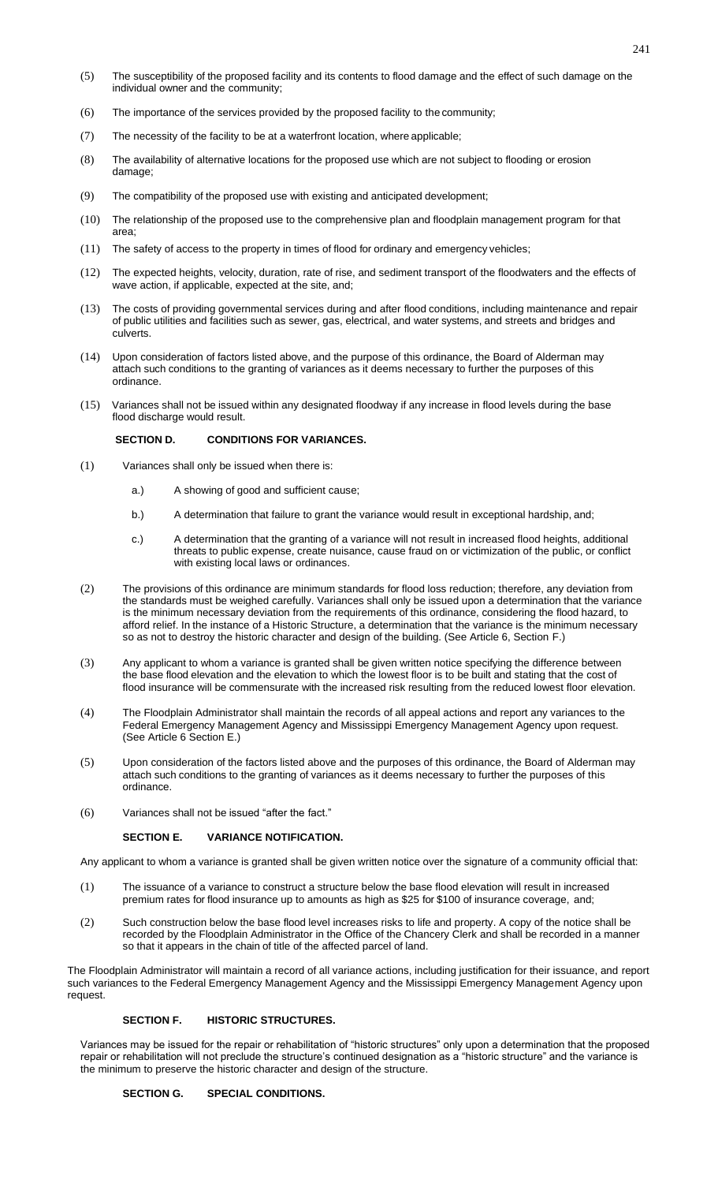(5) The susceptibility of the proposed facility and its contents to flood damage and the effect of such damage on the individual owner and the community;

(6) The importance of the services provided by the proposed facility to the community;

(7) The necessity of the facility to be at a waterfront location, where applicable;

(8) The availability of alternative locations for the proposed use which are not subject to flooding or erosion damage;

(9) The compatibility of the proposed use with existing and anticipated development;

(10) The relationship of the proposed use to the comprehensive plan and floodplain management program for that area;

(11) The safety of access to the property in times of flood for ordinary and emergency vehicles;

(12) The expected heights, velocity, duration, rate of rise, and sediment transport of the floodwaters and the effects of wave action, if applicable, expected at the site, and;

(13) The costs of providing governmental services during and after flood conditions, including maintenance and repair of public utilities and facilities such as sewer, gas, electrical, and water systems, and streets and bridges and culverts.

(14) Upon consideration of factors listed above, and the purpose of this ordinance, the Board of Alderman may attach such conditions to the granting of variances as it deems necessary to further the purposes of this ordinance.

(15) Variances shall not be issued within any designated floodway if any increase in flood levels during the base flood discharge would result.

**SECTION D. CONDITIONS FOR VARIANCES.**

(1) Variances shall only be issued when there is:

a.) A showing of good and sufficient cause;

b.) A determination that failure to grant the variance would result in exceptional hardship, and;

c.) A determination that the granting of a variance will not result in increased flood heights, additional threats to public expense, create nuisance, cause fraud on or victimization of the public, or conflict with existing local laws or ordinances.

(2) The provisions of this ordinance are minimum standards for flood loss reduction; therefore, any deviation from the standards must be weighed carefully. Variances shall only be issued upon a determination that the variance is the minimum necessary deviation from the requirements of this ordinance, considering the flood hazard, to afford relief. In the instance of a Historic Structure, a determination that the variance is the minimum necessary so as not to destroy the historic character and design of the building. (See Article 6, Section F.)

(3) Any applicant to whom a variance is granted shall be given written notice specifying the difference between the base flood elevation and the elevation to which the lowest floor is to be built and stating that the cost of flood insurance will be commensurate with the increased risk resulting from the reduced lowest floor elevation.

(4) The Floodplain Administrator shall maintain the records of all appeal actions and report any variances to the Federal Emergency Management Agency and Mississippi Emergency Management Agency upon request. (See Article 6 Section E.)

(5) Upon consideration of the factors listed above and the purposes of this ordinance, the Board of Alderman may attach such conditions to the granting of variances as it deems necessary to further the purposes of this ordinance.

(6) Variances shall not be issued "after the fact."

**SECTION E. VARIANCE NOTIFICATION.**

Any applicant to whom a variance is granted shall be given written notice over the signature of a community official that:

(1) The issuance of a variance to construct a structure below the base flood elevation will result in increased premium rates for flood insurance up to amounts as high as $25 for $100 of insurance coverage, and;

(2) Such construction below the base flood level increases risks to life and property. A copy of the notice shall be recorded by the Floodplain Administrator in the Office of the Chancery Clerk and shall be recorded in a manner so that it appears in the chain of title of the affected parcel of land.

The Floodplain Administrator will maintain a record of all variance actions, including justification for their issuance, and report such variances to the Federal Emergency Management Agency and the Mississippi Emergency Management Agency upon request.

**SECTION F. HISTORIC STRUCTURES.**

Variances may be issued for the repair or rehabilitation of "historic structures" only upon a determination that the proposed repair or rehabilitation will not preclude the structure's continued designation as a "historic structure" and the variance is the minimum to preserve the historic character and design of the structure.

**SECTION G. SPECIAL CONDITIONS.**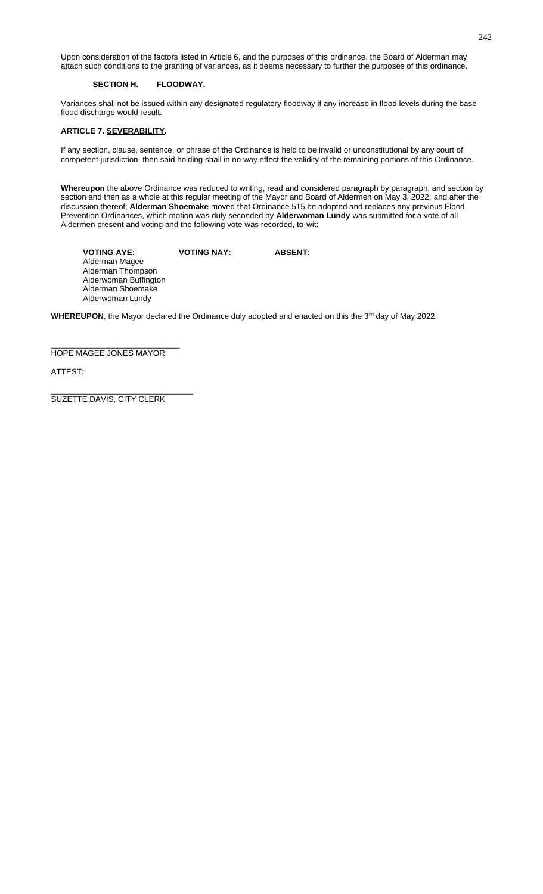Upon consideration of the factors listed in Article 6, and the purposes of this ordinance, the Board of Alderman may attach such conditions to the granting of variances, as it deems necessary to further the purposes of this ordinance.

**SECTION H. FLOODWAY.**

Variances shall not be issued within any designated regulatory floodway if any increase in flood levels during the base flood discharge would result.

**ARTICLE 7. SEVERABILITY.**

If any section, clause, sentence, or phrase of the Ordinance is held to be invalid or unconstitutional by any court of competent jurisdiction, then said holding shall in no way effect the validity of the remaining portions of this Ordinance.

**Whereupon** the above Ordinance was reduced to writing, read and considered paragraph by paragraph, and section by section and then as a whole at this regular meeting of the Mayor and Board of Aldermen on May 3, 2022, and after the discussion thereof; **Alderman Shoemake** moved that Ordinance 515 be adopted and replaces any previous Flood Prevention Ordinances, which motion was duly seconded by **Alderwoman Lundy** was submitted for a vote of all Aldermen present and voting and the following vote was recorded, to-wit:

| VOTING AYE: | VOTING NAY: | ABSENT: |
|---|---|---|
| Alderman Magee | | |
| Alderman Thompson | | |
| Alderwoman Buffington | | |
| Alderman Shoemake | | |
| Alderwoman Lundy | | |

**WHEREUPON**, the Mayor declared the Ordinance duly adopted and enacted on this the 3rd day of May 2022.

\_\_\_\_\_\_\_\_\_\_\_\_\_\_\_\_\_\_\_\_\_\_\_\_\_\_\_\_
HOPE MAGEE JONES MAYOR

ATTEST:

\_\_\_\_\_\_\_\_\_\_\_\_\_\_\_\_\_\_\_\_\_\_\_\_\_\_\_\_\_\_
SUZETTE DAVIS, CITY CLERK